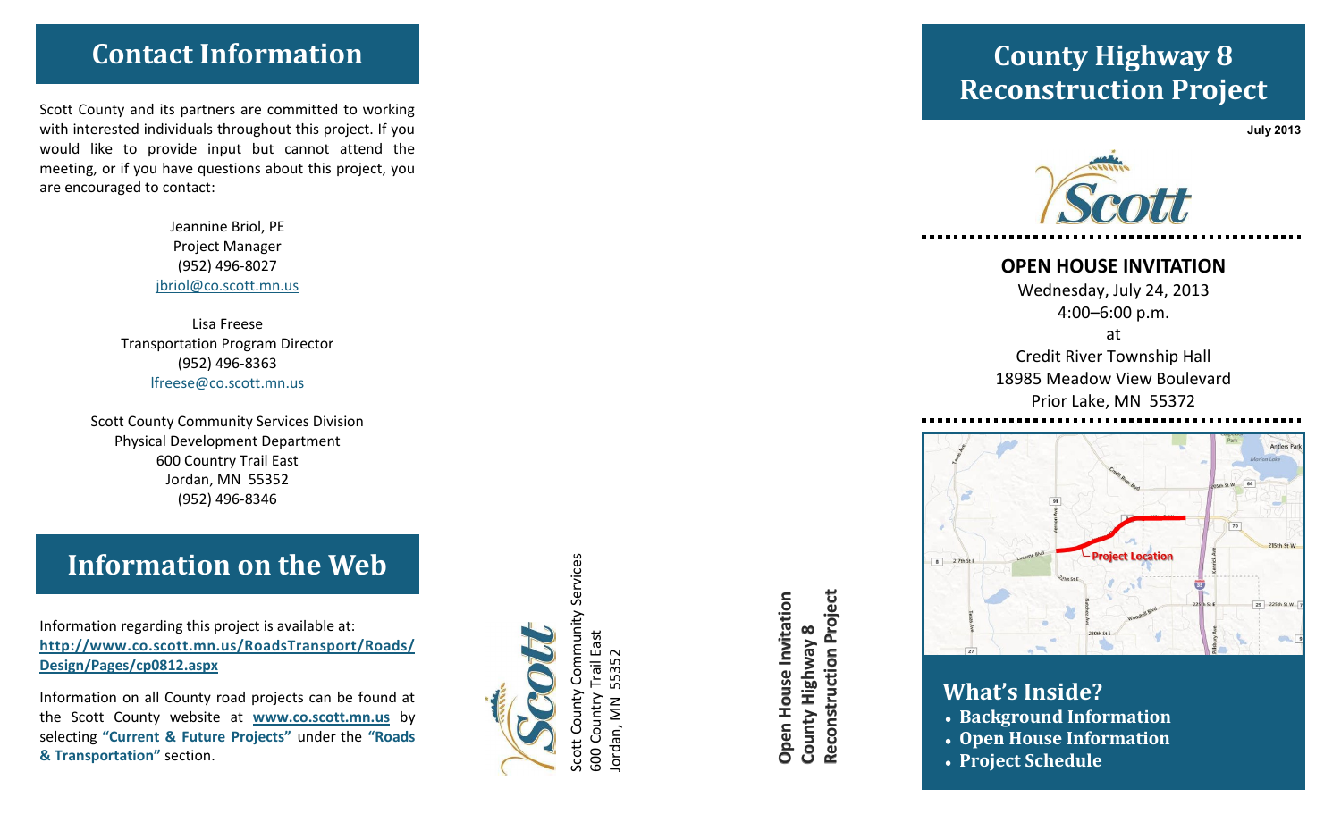## Contact Information

Scott County and its partners are committed to working with interested individuals throughout this project. If you would like to provide input but cannot attend the meeting, or if you have questions about this project, you are encouraged to contact:

Jeannine Briol, PE
Project Manager
(952) 496-8027
jbriol@co.scott.mn.us

Lisa Freese
Transportation Program Director
(952) 496-8363
lfreese@co.scott.mn.us

Scott County Community Services Division
Physical Development Department
600 Country Trail East
Jordan, MN 55352
(952) 496-8346

## Information on the Web

Information regarding this project is available at:
**http://www.co.scott.mn.us/RoadsTransport/Roads/Design/Pages/cp0812.aspx**

Information on all County road projects can be found at the Scott County website at **www.co.scott.mn.us** by selecting **"Current & Future Projects"** under the **"Roads & Transportation"** section.

Scott County Community Services
600 Country Trail East
Jordan, MN 55352

**Open House Invitation**
**County Highway 8**
**Reconstruction Project**

# County Highway 8 Reconstruction Project

**July 2013**

Scott

### OPEN HOUSE INVITATION

Wednesday, July 24, 2013
4:00–6:00 p.m.
at
Credit River Township Hall
18985 Meadow View Boulevard
Prior Lake, MN 55372

Project Location

## What's Inside?

- **Background Information**
- **Open House Information**
- **Project Schedule**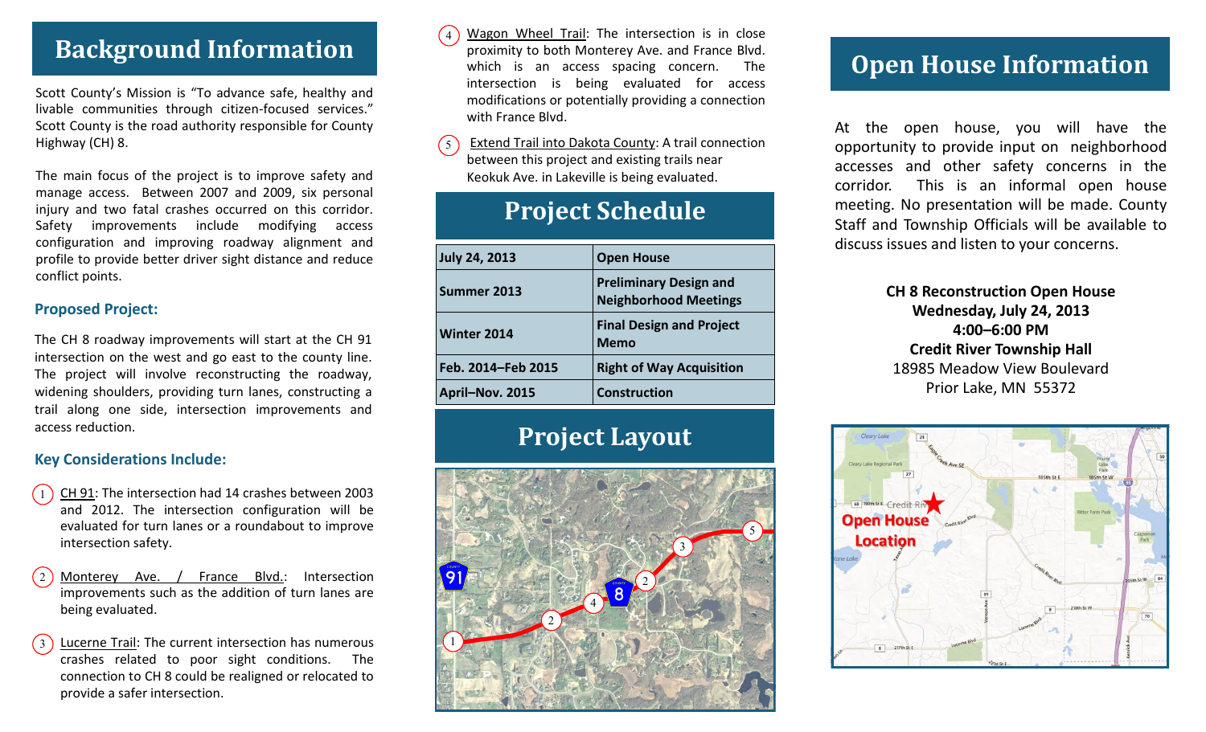## Background Information

Scott County's Mission is "To advance safe, healthy and livable communities through citizen-focused services." Scott County is the road authority responsible for County Highway (CH) 8.

The main focus of the project is to improve safety and manage access. Between 2007 and 2009, six personal injury and two fatal crashes occurred on this corridor. Safety improvements include modifying access configuration and improving roadway alignment and profile to provide better driver sight distance and reduce conflict points.

### Proposed Project:

The CH 8 roadway improvements will start at the CH 91 intersection on the west and go east to the county line. The project will involve reconstructing the roadway, widening shoulders, providing turn lanes, constructing a trail along one side, intersection improvements and access reduction.

### Key Considerations Include:

1. CH 91: The intersection had 14 crashes between 2003 and 2012. The intersection configuration will be evaluated for turn lanes or a roundabout to improve intersection safety.
2. Monterey Ave. / France Blvd.: Intersection improvements such as the addition of turn lanes are being evaluated.
3. Lucerne Trail: The current intersection has numerous crashes related to poor sight conditions. The connection to CH 8 could be realigned or relocated to provide a safer intersection.
4. Wagon Wheel Trail: The intersection is in close proximity to both Monterey Ave. and France Blvd. which is an access spacing concern. The intersection is being evaluated for access modifications or potentially providing a connection with France Blvd.
5. Extend Trail into Dakota County: A trail connection between this project and existing trails near Keokuk Ave. in Lakeville is being evaluated.

## Project Schedule

| | |
|---|---|
| **July 24, 2013** | **Open House** |
| **Summer 2013** | **Preliminary Design and Neighborhood Meetings** |
| **Winter 2014** | **Final Design and Project Memo** |
| **Feb. 2014–Feb 2015** | **Right of Way Acquisition** |
| **April–Nov. 2015** | **Construction** |

## Project Layout

## Open House Information

At the open house, you will have the opportunity to provide input on neighborhood accesses and other safety concerns in the corridor. This is an informal open house meeting. No presentation will be made. County Staff and Township Officials will be available to discuss issues and listen to your concerns.

**CH 8 Reconstruction Open House**
**Wednesday, July 24, 2013**
**4:00–6:00 PM**
**Credit River Township Hall**
18985 Meadow View Boulevard
Prior Lake, MN 55372

Open House Location